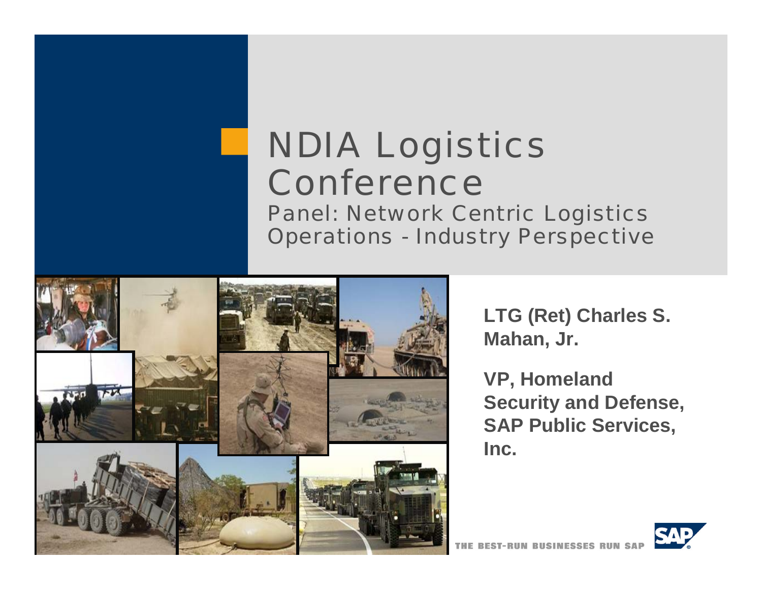# NDIA Logistics Conference

## Panel: Network Centric Logistics Operations - Industry Perspective

**LTG (Ret) Charles S. Mahan, Jr.**

**VP, Homeland Security and Defense, SAP Public Services, Inc.**

THE BEST-RUN BUSINESSES RUN SAP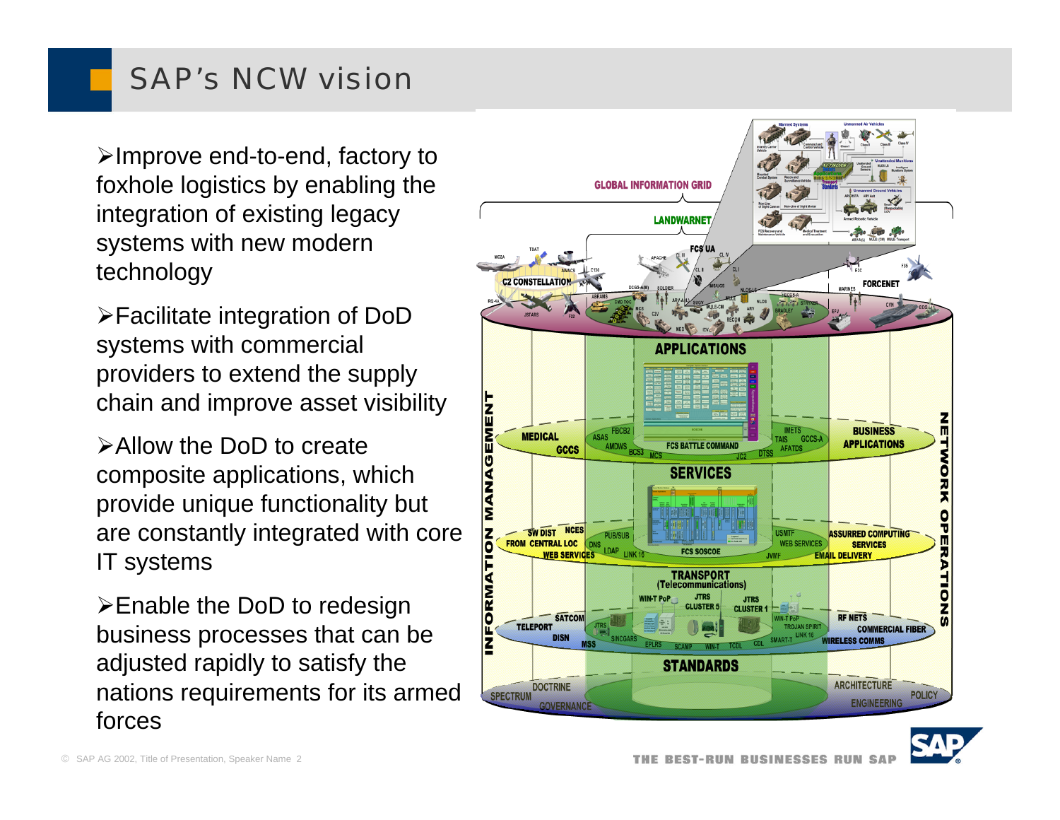# SAP's NCW vision

- Improve end-to-end, factory to foxhole logistics by enabling the integration of existing legacy systems with new modern technology
- Facilitate integration of DoD systems with commercial providers to extend the supply chain and improve asset visibility
- Allow the DoD to create composite applications, which provide unique functionality but are constantly integrated with core IT systems
- Enable the DoD to redesign business processes that can be adjusted rapidly to satisfy the nations requirements for its armed forces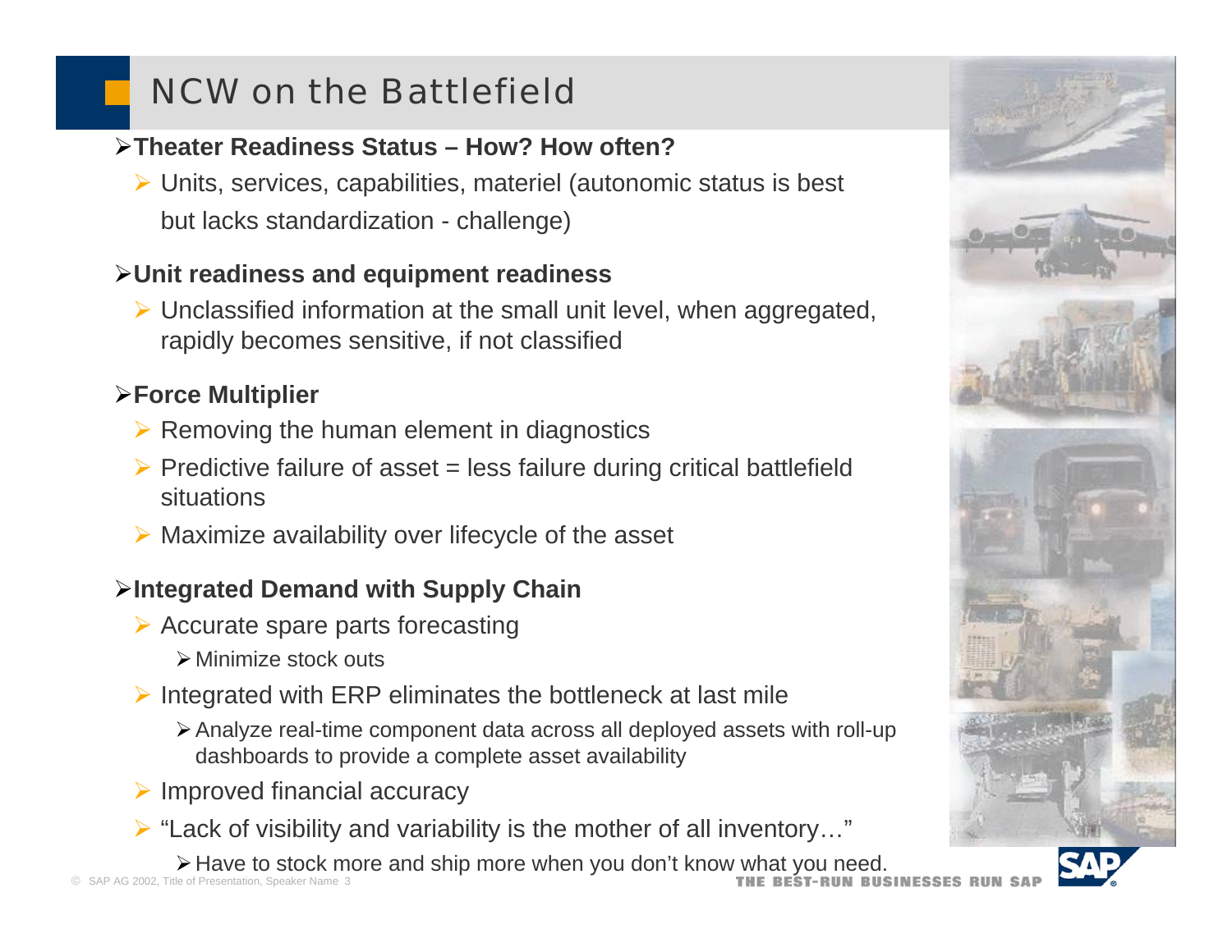# NCW on the Battlefield

- **Theater Readiness Status – How? How often?**
  - Units, services, capabilities, materiel (autonomic status is best but lacks standardization - challenge)
- **Unit readiness and equipment readiness**
  - Unclassified information at the small unit level, when aggregated, rapidly becomes sensitive, if not classified
- **Force Multiplier**
  - Removing the human element in diagnostics
  - Predictive failure of asset = less failure during critical battlefield situations
  - Maximize availability over lifecycle of the asset
- **Integrated Demand with Supply Chain**
  - Accurate spare parts forecasting
    - Minimize stock outs
  - Integrated with ERP eliminates the bottleneck at last mile
    - Analyze real-time component data across all deployed assets with roll-up dashboards to provide a complete asset availability
  - Improved financial accuracy
  - "Lack of visibility and variability is the mother of all inventory…"
    - Have to stock more and ship more when you don't know what you need.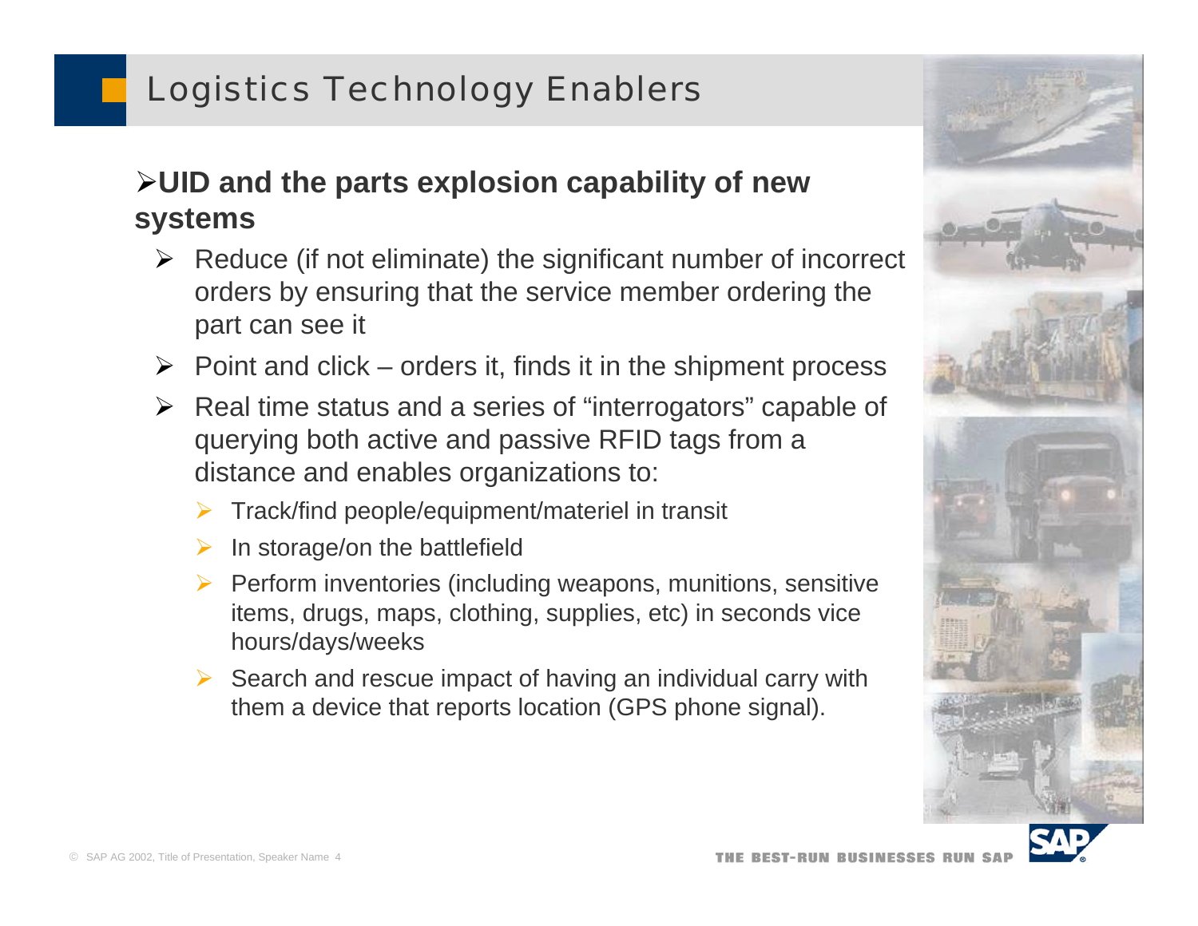# Logistics Technology Enablers

## UID and the parts explosion capability of new systems

- Reduce (if not eliminate) the significant number of incorrect orders by ensuring that the service member ordering the part can see it
- Point and click – orders it, finds it in the shipment process
- Real time status and a series of "interrogators" capable of querying both active and passive RFID tags from a distance and enables organizations to:
  - Track/find people/equipment/materiel in transit
  - In storage/on the battlefield
  - Perform inventories (including weapons, munitions, sensitive items, drugs, maps, clothing, supplies, etc) in seconds vice hours/days/weeks
  - Search and rescue impact of having an individual carry with them a device that reports location (GPS phone signal).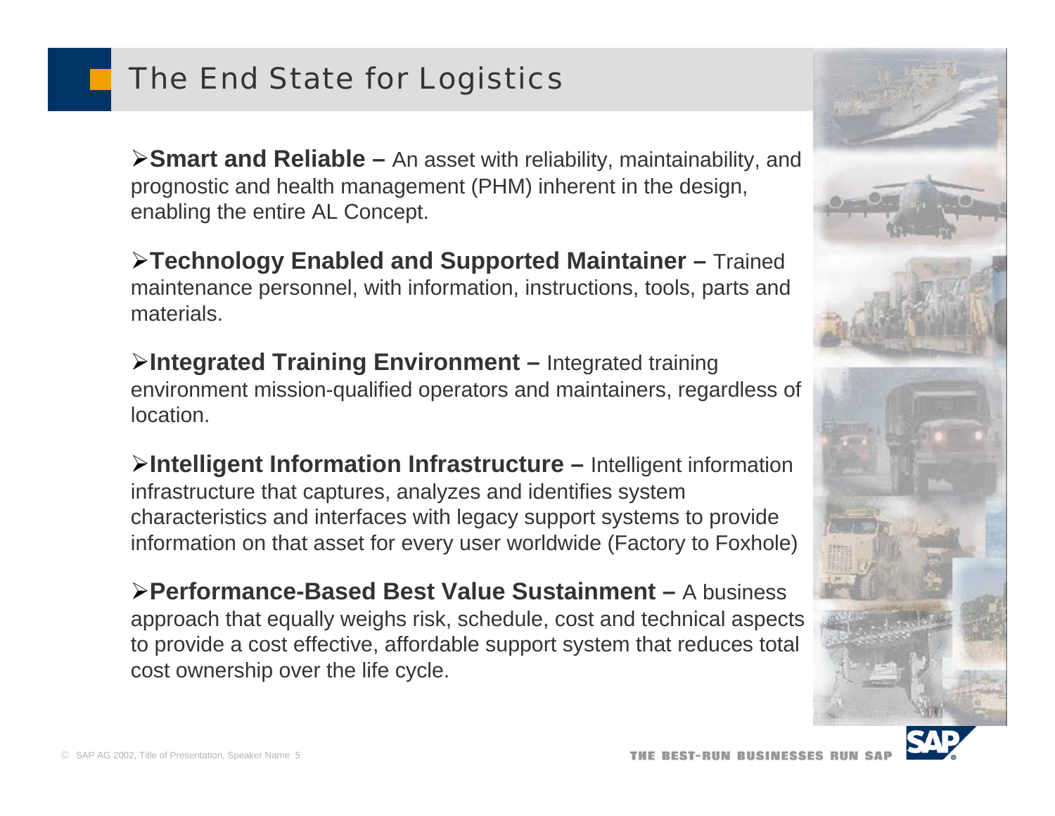# The End State for Logistics

- **Smart and Reliable –** An asset with reliability, maintainability, and prognostic and health management (PHM) inherent in the design, enabling the entire AL Concept.
- **Technology Enabled and Supported Maintainer –** Trained maintenance personnel, with information, instructions, tools, parts and materials.
- **Integrated Training Environment –** Integrated training environment mission-qualified operators and maintainers, regardless of location.
- **Intelligent Information Infrastructure –** Intelligent information infrastructure that captures, analyzes and identifies system characteristics and interfaces with legacy support systems to provide information on that asset for every user worldwide (Factory to Foxhole)
- **Performance-Based Best Value Sustainment –** A business approach that equally weighs risk, schedule, cost and technical aspects to provide a cost effective, affordable support system that reduces total cost ownership over the life cycle.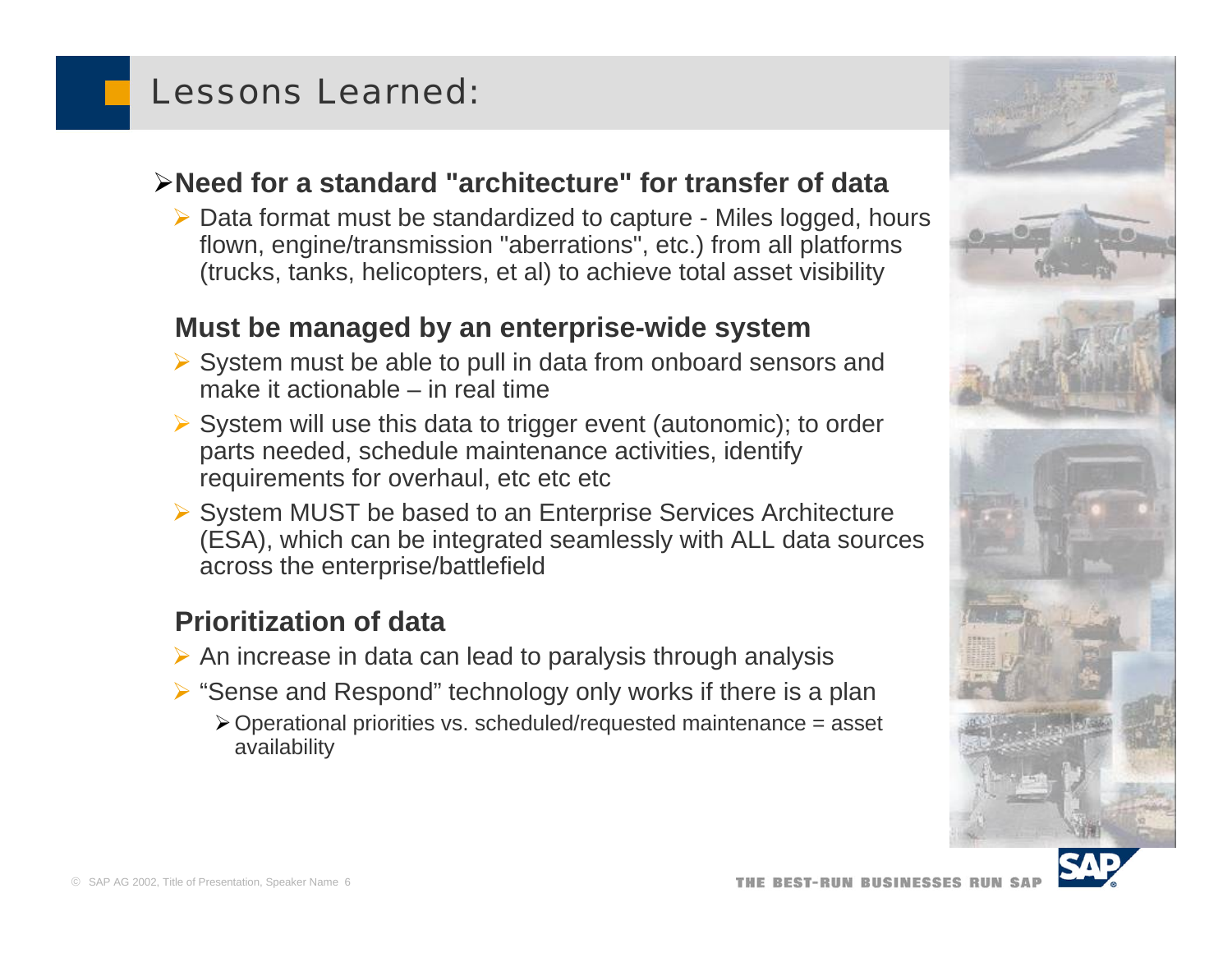# Lessons Learned:

- **Need for a standard "architecture" for transfer of data**
  - Data format must be standardized to capture - Miles logged, hours flown, engine/transmission "aberrations", etc.) from all platforms (trucks, tanks, helicopters, et al) to achieve total asset visibility

**Must be managed by an enterprise-wide system**

- System must be able to pull in data from onboard sensors and make it actionable – in real time
- System will use this data to trigger event (autonomic); to order parts needed, schedule maintenance activities, identify requirements for overhaul, etc etc etc
- System MUST be based to an Enterprise Services Architecture (ESA), which can be integrated seamlessly with ALL data sources across the enterprise/battlefield

**Prioritization of data**

- An increase in data can lead to paralysis through analysis
- “Sense and Respond” technology only works if there is a plan
  - Operational priorities vs. scheduled/requested maintenance = asset availability

THE BEST-RUN BUSINESSES RUN SAP